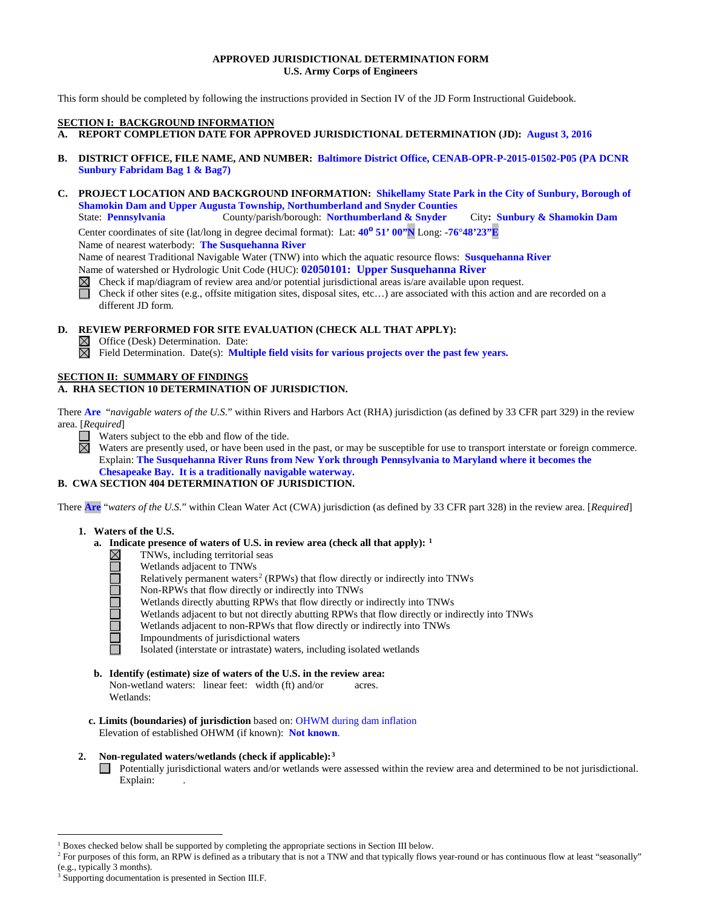**APPROVED JURISDICTIONAL DETERMINATION FORM**
**U.S. Army Corps of Engineers**

This form should be completed by following the instructions provided in Section IV of the JD Form Instructional Guidebook.

## SECTION I: BACKGROUND INFORMATION

**A. REPORT COMPLETION DATE FOR APPROVED JURISDICTIONAL DETERMINATION (JD): August 3, 2016**

**B. DISTRICT OFFICE, FILE NAME, AND NUMBER: Baltimore District Office, CENAB-OPR-P-2015-01502-P05 (PA DCNR Sunbury Fabridam Bag 1 & Bag7)**

**C. PROJECT LOCATION AND BACKGROUND INFORMATION: Shikellamy State Park in the City of Sunbury, Borough of Shamokin Dam and Upper Augusta Township, Northumberland and Snyder Counties**

State: **Pennsylvania** County/parish/borough: **Northumberland & Snyder** City**: Sunbury & Shamokin Dam**

Center coordinates of site (lat/long in degree decimal format): Lat: **40° 51' 00"N** Long: **-76°48'23"E**

Name of nearest waterbody: **The Susquehanna River**

Name of nearest Traditional Navigable Water (TNW) into which the aquatic resource flows: **Susquehanna River**

Name of watershed or Hydrologic Unit Code (HUC): **02050101: Upper Susquehanna River**

☒ Check if map/diagram of review area and/or potential jurisdictional areas is/are available upon request.

☐ Check if other sites (e.g., offsite mitigation sites, disposal sites, etc…) are associated with this action and are recorded on a different JD form.

**D. REVIEW PERFORMED FOR SITE EVALUATION (CHECK ALL THAT APPLY):**

☒ Office (Desk) Determination. Date:

☒ Field Determination. Date(s): **Multiple field visits for various projects over the past few years.**

## SECTION II: SUMMARY OF FINDINGS

**A. RHA SECTION 10 DETERMINATION OF JURISDICTION.**

There **Are** "*navigable waters of the U.S.*" within Rivers and Harbors Act (RHA) jurisdiction (as defined by 33 CFR part 329) in the review area. [*Required*]

☐ Waters subject to the ebb and flow of the tide.

☒ Waters are presently used, or have been used in the past, or may be susceptible for use to transport interstate or foreign commerce. Explain: **The Susquehanna River Runs from New York through Pennsylvania to Maryland where it becomes the Chesapeake Bay. It is a traditionally navigable waterway.**

**B. CWA SECTION 404 DETERMINATION OF JURISDICTION.**

There **Are** "*waters of the U.S.*" within Clean Water Act (CWA) jurisdiction (as defined by 33 CFR part 328) in the review area. [*Required*]

**1. Waters of the U.S.**

**a. Indicate presence of waters of U.S. in review area (check all that apply): [1]**

☒ TNWs, including territorial seas
☐ Wetlands adjacent to TNWs
☐ Relatively permanent waters[2] (RPWs) that flow directly or indirectly into TNWs
☐ Non-RPWs that flow directly or indirectly into TNWs
☐ Wetlands directly abutting RPWs that flow directly or indirectly into TNWs
☐ Wetlands adjacent to but not directly abutting RPWs that flow directly or indirectly into TNWs
☐ Wetlands adjacent to non-RPWs that flow directly or indirectly into TNWs
☐ Impoundments of jurisdictional waters
☐ Isolated (interstate or intrastate) waters, including isolated wetlands

**b. Identify (estimate) size of waters of the U.S. in the review area:**

Non-wetland waters: linear feet: width (ft) and/or acres.

Wetlands:

**c. Limits (boundaries) of jurisdiction** based on: OHWM during dam inflation

Elevation of established OHWM (if known): **Not known**.

**2. Non-regulated waters/wetlands (check if applicable):[3]**

☐ Potentially jurisdictional waters and/or wetlands were assessed within the review area and determined to be not jurisdictional. Explain: .

---

[1] Boxes checked below shall be supported by completing the appropriate sections in Section III below.

[2] For purposes of this form, an RPW is defined as a tributary that is not a TNW and that typically flows year-round or has continuous flow at least "seasonally" (e.g., typically 3 months).

[3] Supporting documentation is presented in Section III.F.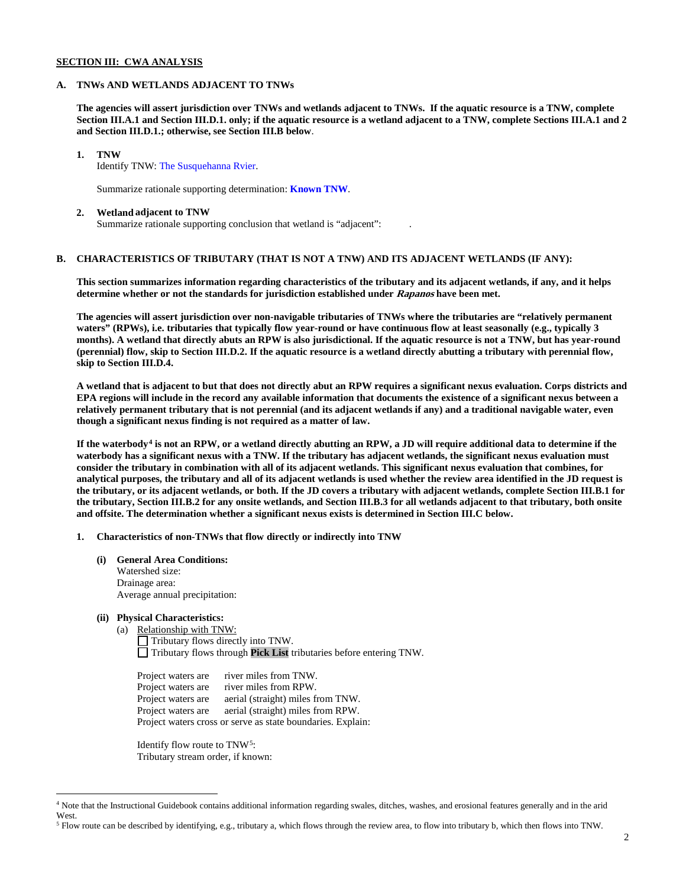**SECTION III: CWA ANALYSIS**

**A. TNWs AND WETLANDS ADJACENT TO TNWs**

**The agencies will assert jurisdiction over TNWs and wetlands adjacent to TNWs. If the aquatic resource is a TNW, complete Section III.A.1 and Section III.D.1. only; if the aquatic resource is a wetland adjacent to a TNW, complete Sections III.A.1 and 2 and Section III.D.1.; otherwise, see Section III.B below**.

**1. TNW**
Identify TNW: The Susquehanna Rvier.

Summarize rationale supporting determination: **Known TNW**.

**2. Wetland adjacent to TNW**
Summarize rationale supporting conclusion that wetland is "adjacent": .

**B. CHARACTERISTICS OF TRIBUTARY (THAT IS NOT A TNW) AND ITS ADJACENT WETLANDS (IF ANY):**

**This section summarizes information regarding characteristics of the tributary and its adjacent wetlands, if any, and it helps determine whether or not the standards for jurisdiction established under *Rapanos* have been met.**

**The agencies will assert jurisdiction over non-navigable tributaries of TNWs where the tributaries are "relatively permanent waters" (RPWs), i.e. tributaries that typically flow year-round or have continuous flow at least seasonally (e.g., typically 3 months). A wetland that directly abuts an RPW is also jurisdictional. If the aquatic resource is not a TNW, but has year-round (perennial) flow, skip to Section III.D.2. If the aquatic resource is a wetland directly abutting a tributary with perennial flow, skip to Section III.D.4.**

**A wetland that is adjacent to but that does not directly abut an RPW requires a significant nexus evaluation. Corps districts and EPA regions will include in the record any available information that documents the existence of a significant nexus between a relatively permanent tributary that is not perennial (and its adjacent wetlands if any) and a traditional navigable water, even though a significant nexus finding is not required as a matter of law.**

**If the waterbody[4] is not an RPW, or a wetland directly abutting an RPW, a JD will require additional data to determine if the waterbody has a significant nexus with a TNW. If the tributary has adjacent wetlands, the significant nexus evaluation must consider the tributary in combination with all of its adjacent wetlands. This significant nexus evaluation that combines, for analytical purposes, the tributary and all of its adjacent wetlands is used whether the review area identified in the JD request is the tributary, or its adjacent wetlands, or both. If the JD covers a tributary with adjacent wetlands, complete Section III.B.1 for the tributary, Section III.B.2 for any onsite wetlands, and Section III.B.3 for all wetlands adjacent to that tributary, both onsite and offsite. The determination whether a significant nexus exists is determined in Section III.C below.**

**1. Characteristics of non-TNWs that flow directly or indirectly into TNW**

**(i) General Area Conditions:**
Watershed size:
Drainage area:
Average annual precipitation:

**(ii) Physical Characteristics:**

(a) Relationship with TNW:
☐ Tributary flows directly into TNW.
☐ Tributary flows through **Pick List** tributaries before entering TNW.

Project waters are river miles from TNW.
Project waters are river miles from RPW.
Project waters are aerial (straight) miles from TNW.
Project waters are aerial (straight) miles from RPW.
Project waters cross or serve as state boundaries. Explain:

Identify flow route to TNW[5]:
Tributary stream order, if known:

---

[4] Note that the Instructional Guidebook contains additional information regarding swales, ditches, washes, and erosional features generally and in the arid West.

[5] Flow route can be described by identifying, e.g., tributary a, which flows through the review area, to flow into tributary b, which then flows into TNW.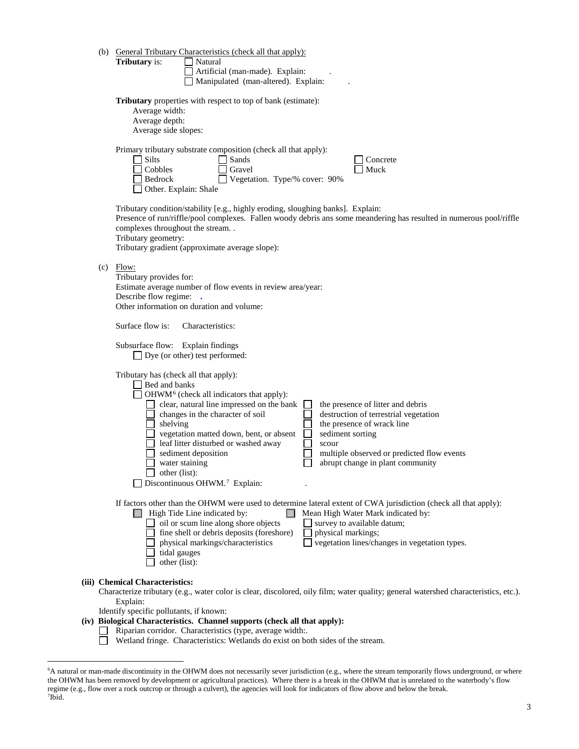(b) General Tributary Characteristics (check all that apply):

**Tributary** is: ☐ Natural
☐ Artificial (man-made). Explain: .
☐ Manipulated (man-altered). Explain: .

**Tributary** properties with respect to top of bank (estimate):
Average width:
Average depth:
Average side slopes:

Primary tributary substrate composition (check all that apply):

☐ Silts ☐ Sands ☐ Concrete
☐ Cobbles ☐ Gravel ☐ Muck
☐ Bedrock ☐ Vegetation. Type/% cover: 90%
☐ Other. Explain: Shale

Tributary condition/stability [e.g., highly eroding, sloughing banks]. Explain:
Presence of run/riffle/pool complexes. Fallen woody debris ans some meandering has resulted in numerous pool/riffle complexes throughout the stream. .
Tributary geometry:
Tributary gradient (approximate average slope):

(c) Flow:
Tributary provides for:
Estimate average number of flow events in review area/year:
Describe flow regime: .
Other information on duration and volume:

Surface flow is: Characteristics:

Subsurface flow: Explain findings
☐ Dye (or other) test performed:

Tributary has (check all that apply):
☐ Bed and banks
☐ OHWM[6] (check all indicators that apply):
☐ clear, natural line impressed on the bank ☐ the presence of litter and debris
☐ changes in the character of soil ☐ destruction of terrestrial vegetation
☐ shelving ☐ the presence of wrack line
☐ vegetation matted down, bent, or absent ☐ sediment sorting
☐ leaf litter disturbed or washed away ☐ scour
☐ sediment deposition ☐ multiple observed or predicted flow events
☐ water staining ☐ abrupt change in plant community
☐ other (list):
☐ Discontinuous OHWM.[7] Explain: .

If factors other than the OHWM were used to determine lateral extent of CWA jurisdiction (check all that apply):
☐ High Tide Line indicated by: ☐ Mean High Water Mark indicated by:
☐ oil or scum line along shore objects ☐ survey to available datum;
☐ fine shell or debris deposits (foreshore) ☐ physical markings;
☐ physical markings/characteristics ☐ vegetation lines/changes in vegetation types.
☐ tidal gauges
☐ other (list):

**(iii) Chemical Characteristics:**
Characterize tributary (e.g., water color is clear, discolored, oily film; water quality; general watershed characteristics, etc.). Explain:
Identify specific pollutants, if known:

**(iv) Biological Characteristics. Channel supports (check all that apply):**
☐ Riparian corridor. Characteristics (type, average width:.
☐ Wetland fringe. Characteristics: Wetlands do exist on both sides of the stream.

---

[6]A natural or man-made discontinuity in the OHWM does not necessarily sever jurisdiction (e.g., where the stream temporarily flows underground, or where the OHWM has been removed by development or agricultural practices). Where there is a break in the OHWM that is unrelated to the waterbody's flow regime (e.g., flow over a rock outcrop or through a culvert), the agencies will look for indicators of flow above and below the break.
[7]Ibid.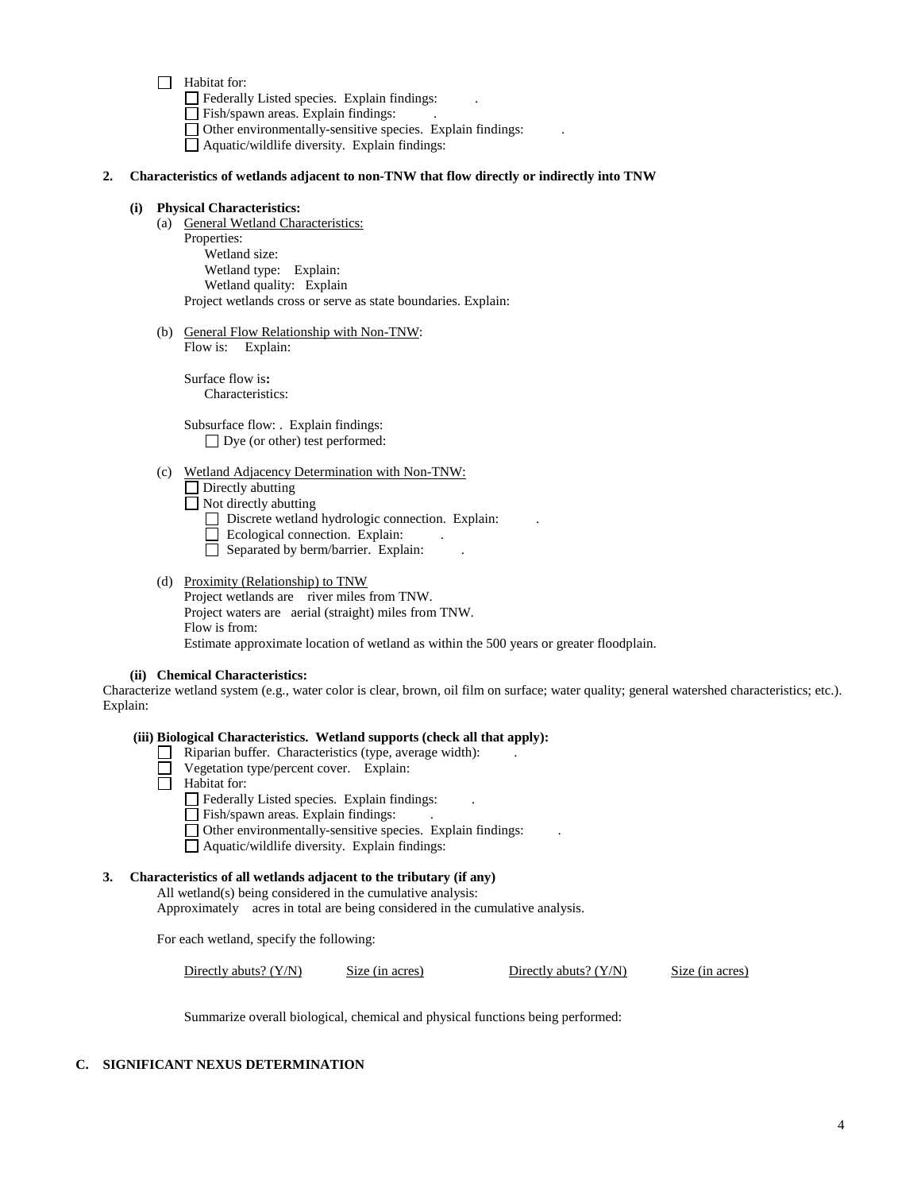- ☐ Habitat for:
  - ☐ Federally Listed species. Explain findings: .
  - ☐ Fish/spawn areas. Explain findings: .
  - ☐ Other environmentally-sensitive species. Explain findings: .
  - ☐ Aquatic/wildlife diversity. Explain findings:

**2. Characteristics of wetlands adjacent to non-TNW that flow directly or indirectly into TNW**

**(i) Physical Characteristics:**

(a) General Wetland Characteristics:

Properties:

Wetland size:

Wetland type: Explain:

Wetland quality: Explain

Project wetlands cross or serve as state boundaries. Explain:

(b) General Flow Relationship with Non-TNW:

Flow is: Explain:

Surface flow is**:**

Characteristics:

Subsurface flow: . Explain findings:

☐ Dye (or other) test performed:

(c) Wetland Adjacency Determination with Non-TNW:

☐ Directly abutting

☐ Not directly abutting

- ☐ Discrete wetland hydrologic connection. Explain: .
- ☐ Ecological connection. Explain: .
- ☐ Separated by berm/barrier. Explain: .

(d) Proximity (Relationship) to TNW

Project wetlands are river miles from TNW.

Project waters are aerial (straight) miles from TNW.

Flow is from:

Estimate approximate location of wetland as within the 500 years or greater floodplain.

**(ii) Chemical Characteristics:**

Characterize wetland system (e.g., water color is clear, brown, oil film on surface; water quality; general watershed characteristics; etc.). Explain:

**(iii) Biological Characteristics. Wetland supports (check all that apply):**

- ☐ Riparian buffer. Characteristics (type, average width): .
- ☐ Vegetation type/percent cover. Explain:
- ☐ Habitat for:
  - ☐ Federally Listed species. Explain findings: .
  - ☐ Fish/spawn areas. Explain findings: .
  - ☐ Other environmentally-sensitive species. Explain findings: .
  - ☐ Aquatic/wildlife diversity. Explain findings:

**3. Characteristics of all wetlands adjacent to the tributary (if any)**

All wetland(s) being considered in the cumulative analysis:

Approximately acres in total are being considered in the cumulative analysis.

For each wetland, specify the following:

| Directly abuts? (Y/N) | Size (in acres) | Directly abuts? (Y/N) | Size (in acres) |
|---|---|---|---|

Summarize overall biological, chemical and physical functions being performed:

**C. SIGNIFICANT NEXUS DETERMINATION**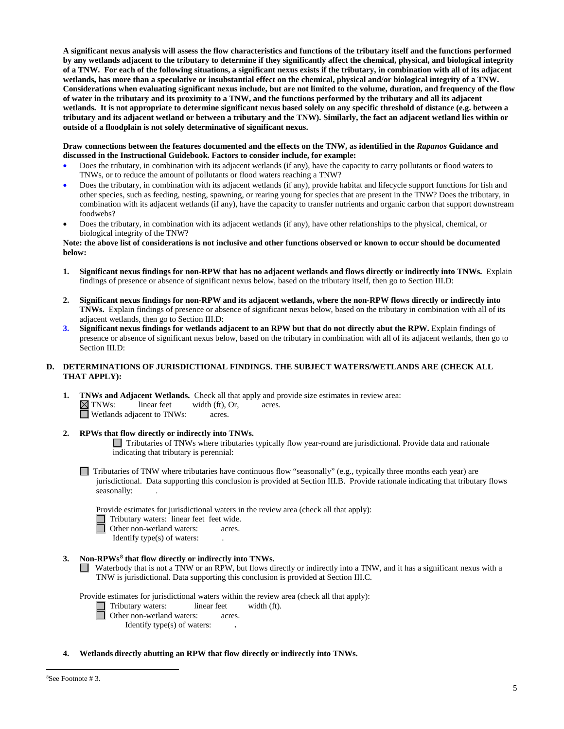**A significant nexus analysis will assess the flow characteristics and functions of the tributary itself and the functions performed by any wetlands adjacent to the tributary to determine if they significantly affect the chemical, physical, and biological integrity of a TNW. For each of the following situations, a significant nexus exists if the tributary, in combination with all of its adjacent wetlands, has more than a speculative or insubstantial effect on the chemical, physical and/or biological integrity of a TNW. Considerations when evaluating significant nexus include, but are not limited to the volume, duration, and frequency of the flow of water in the tributary and its proximity to a TNW, and the functions performed by the tributary and all its adjacent wetlands. It is not appropriate to determine significant nexus based solely on any specific threshold of distance (e.g. between a tributary and its adjacent wetland or between a tributary and the TNW). Similarly, the fact an adjacent wetland lies within or outside of a floodplain is not solely determinative of significant nexus.**

**Draw connections between the features documented and the effects on the TNW, as identified in the *Rapanos* Guidance and discussed in the Instructional Guidebook. Factors to consider include, for example:**

- Does the tributary, in combination with its adjacent wetlands (if any), have the capacity to carry pollutants or flood waters to TNWs, or to reduce the amount of pollutants or flood waters reaching a TNW?
- Does the tributary, in combination with its adjacent wetlands (if any), provide habitat and lifecycle support functions for fish and other species, such as feeding, nesting, spawning, or rearing young for species that are present in the TNW? Does the tributary, in combination with its adjacent wetlands (if any), have the capacity to transfer nutrients and organic carbon that support downstream foodwebs?
- Does the tributary, in combination with its adjacent wetlands (if any), have other relationships to the physical, chemical, or biological integrity of the TNW?

**Note: the above list of considerations is not inclusive and other functions observed or known to occur should be documented below:**

1. **Significant nexus findings for non-RPW that has no adjacent wetlands and flows directly or indirectly into TNWs.** Explain findings of presence or absence of significant nexus below, based on the tributary itself, then go to Section III.D:

2. **Significant nexus findings for non-RPW and its adjacent wetlands, where the non-RPW flows directly or indirectly into TNWs.** Explain findings of presence or absence of significant nexus below, based on the tributary in combination with all of its adjacent wetlands, then go to Section III.D:

3. **Significant nexus findings for wetlands adjacent to an RPW but that do not directly abut the RPW.** Explain findings of presence or absence of significant nexus below, based on the tributary in combination with all of its adjacent wetlands, then go to Section III.D:

## D. DETERMINATIONS OF JURISDICTIONAL FINDINGS. THE SUBJECT WATERS/WETLANDS ARE (CHECK ALL THAT APPLY):

1. **TNWs and Adjacent Wetlands.** Check all that apply and provide size estimates in review area:
   - ☒ TNWs: linear feet width (ft), Or, acres.
   - ☐ Wetlands adjacent to TNWs: acres.

2. **RPWs that flow directly or indirectly into TNWs.**

   ☐ Tributaries of TNWs where tributaries typically flow year-round are jurisdictional. Provide data and rationale indicating that tributary is perennial:

   ☐ Tributaries of TNW where tributaries have continuous flow "seasonally" (e.g., typically three months each year) are jurisdictional. Data supporting this conclusion is provided at Section III.B. Provide rationale indicating that tributary flows seasonally: .

   Provide estimates for jurisdictional waters in the review area (check all that apply):
   - ☐ Tributary waters: linear feet feet wide.
   - ☐ Other non-wetland waters: acres.
     Identify type(s) of waters: .

3. **Non-RPWs[8] that flow directly or indirectly into TNWs.**

   ☐ Waterbody that is not a TNW or an RPW, but flows directly or indirectly into a TNW, and it has a significant nexus with a TNW is jurisdictional. Data supporting this conclusion is provided at Section III.C.

   Provide estimates for jurisdictional waters within the review area (check all that apply):
   - ☐ Tributary waters: linear feet width (ft).
   - ☐ Other non-wetland waters: acres.
     Identify type(s) of waters: **.**

4. **Wetlands directly abutting an RPW that flow directly or indirectly into TNWs.**

---

[8]See Footnote # 3.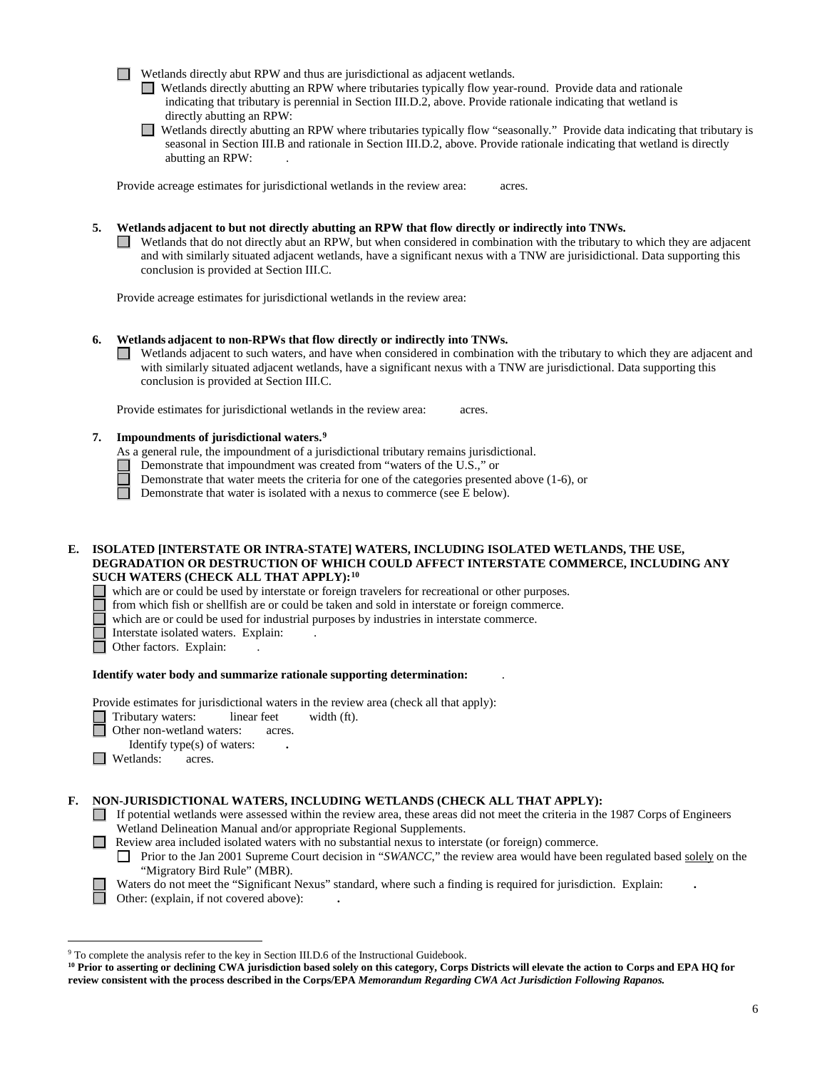☐ Wetlands directly abut RPW and thus are jurisdictional as adjacent wetlands.

☐ Wetlands directly abutting an RPW where tributaries typically flow year-round. Provide data and rationale indicating that tributary is perennial in Section III.D.2, above. Provide rationale indicating that wetland is directly abutting an RPW:

☐ Wetlands directly abutting an RPW where tributaries typically flow "seasonally." Provide data indicating that tributary is seasonal in Section III.B and rationale in Section III.D.2, above. Provide rationale indicating that wetland is directly abutting an RPW: .

Provide acreage estimates for jurisdictional wetlands in the review area: acres.

**5. Wetlands adjacent to but not directly abutting an RPW that flow directly or indirectly into TNWs.**

☐ Wetlands that do not directly abut an RPW, but when considered in combination with the tributary to which they are adjacent and with similarly situated adjacent wetlands, have a significant nexus with a TNW are jurisidictional. Data supporting this conclusion is provided at Section III.C.

Provide acreage estimates for jurisdictional wetlands in the review area:

**6. Wetlands adjacent to non-RPWs that flow directly or indirectly into TNWs.**

☐ Wetlands adjacent to such waters, and have when considered in combination with the tributary to which they are adjacent and with similarly situated adjacent wetlands, have a significant nexus with a TNW are jurisdictional. Data supporting this conclusion is provided at Section III.C.

Provide estimates for jurisdictional wetlands in the review area: acres.

**7. Impoundments of jurisdictional waters.[9]**

As a general rule, the impoundment of a jurisdictional tributary remains jurisdictional.

☐ Demonstrate that impoundment was created from "waters of the U.S.," or

☐ Demonstrate that water meets the criteria for one of the categories presented above (1-6), or

☐ Demonstrate that water is isolated with a nexus to commerce (see E below).

## E. ISOLATED [INTERSTATE OR INTRA-STATE] WATERS, INCLUDING ISOLATED WETLANDS, THE USE, DEGRADATION OR DESTRUCTION OF WHICH COULD AFFECT INTERSTATE COMMERCE, INCLUDING ANY SUCH WATERS (CHECK ALL THAT APPLY):[10]

☐ which are or could be used by interstate or foreign travelers for recreational or other purposes.

☐ from which fish or shellfish are or could be taken and sold in interstate or foreign commerce.

☐ which are or could be used for industrial purposes by industries in interstate commerce.

☐ Interstate isolated waters. Explain: .

☐ Other factors. Explain: .

**Identify water body and summarize rationale supporting determination:** .

Provide estimates for jurisdictional waters in the review area (check all that apply):

☐ Tributary waters: linear feet width (ft).

☐ Other non-wetland waters: acres.

Identify type(s) of waters: **.**

☐ Wetlands: acres.

## F. NON-JURISDICTIONAL WATERS, INCLUDING WETLANDS (CHECK ALL THAT APPLY):

☐ If potential wetlands were assessed within the review area, these areas did not meet the criteria in the 1987 Corps of Engineers Wetland Delineation Manual and/or appropriate Regional Supplements.

☐ Review area included isolated waters with no substantial nexus to interstate (or foreign) commerce.

☐ Prior to the Jan 2001 Supreme Court decision in "*SWANCC*," the review area would have been regulated based solely on the "Migratory Bird Rule" (MBR).

☐ Waters do not meet the "Significant Nexus" standard, where such a finding is required for jurisdiction. Explain: **.**

☐ Other: (explain, if not covered above): **.**

---

[9] To complete the analysis refer to the key in Section III.D.6 of the Instructional Guidebook.

[10] **Prior to asserting or declining CWA jurisdiction based solely on this category, Corps Districts will elevate the action to Corps and EPA HQ for review consistent with the process described in the Corps/EPA *Memorandum Regarding CWA Act Jurisdiction Following Rapanos.***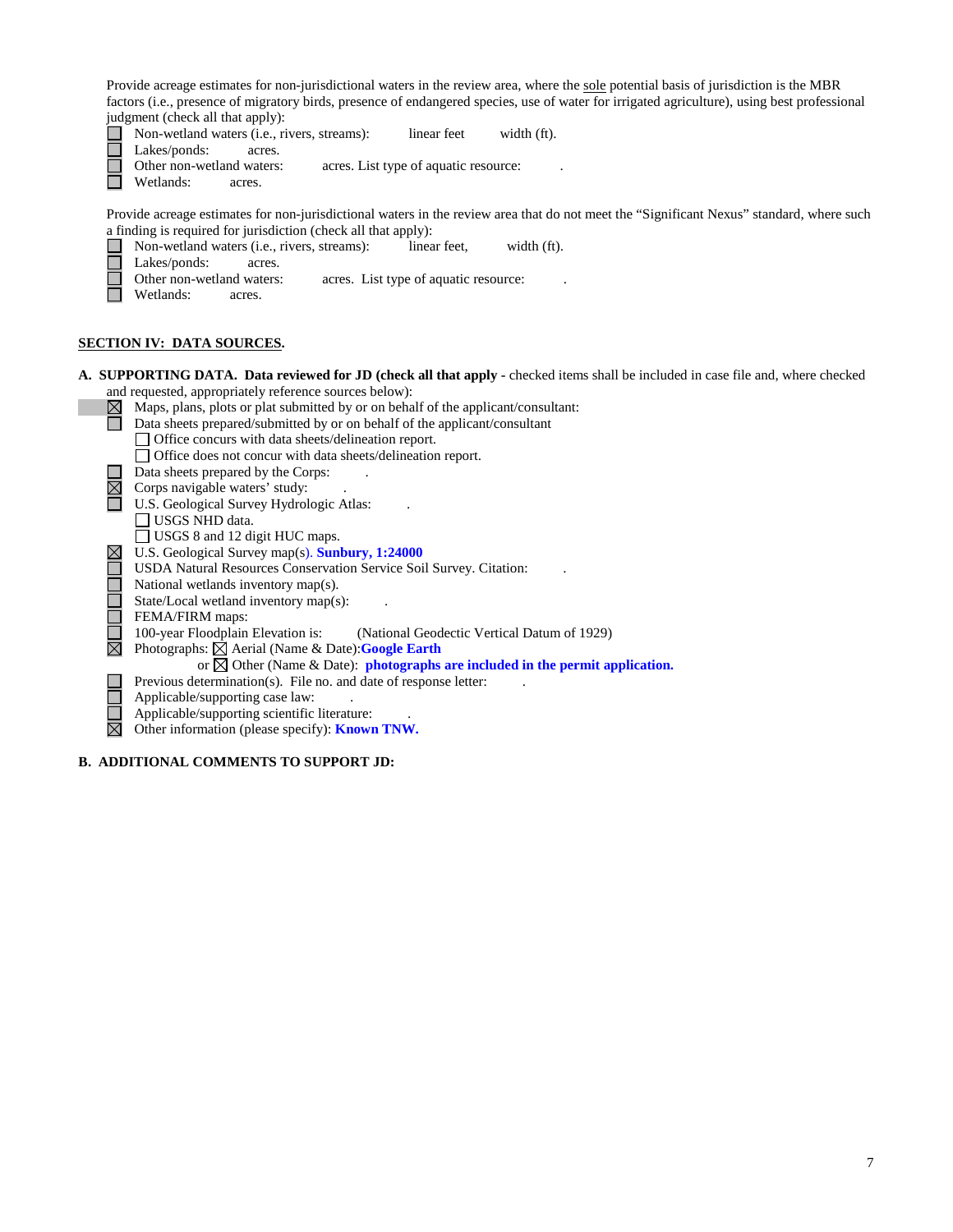Provide acreage estimates for non-jurisdictional waters in the review area, where the sole potential basis of jurisdiction is the MBR factors (i.e., presence of migratory birds, presence of endangered species, use of water for irrigated agriculture), using best professional judgment (check all that apply):

- ☐ Non-wetland waters (i.e., rivers, streams): linear feet width (ft).
- ☐ Lakes/ponds: acres.
- ☐ Other non-wetland waters: acres. List type of aquatic resource: .
- ☐ Wetlands: acres.

Provide acreage estimates for non-jurisdictional waters in the review area that do not meet the "Significant Nexus" standard, where such a finding is required for jurisdiction (check all that apply):

- ☐ Non-wetland waters (i.e., rivers, streams): linear feet, width (ft).
- ☐ Lakes/ponds: acres.
- ☐ Other non-wetland waters: acres. List type of aquatic resource: .
- ☐ Wetlands: acres.

## SECTION IV: DATA SOURCES.

**A. SUPPORTING DATA. Data reviewed for JD (check all that apply** - checked items shall be included in case file and, where checked and requested, appropriately reference sources below):

- ☒ Maps, plans, plots or plat submitted by or on behalf of the applicant/consultant:
- ☐ Data sheets prepared/submitted by or on behalf of the applicant/consultant
  - ☐ Office concurs with data sheets/delineation report.
  - ☐ Office does not concur with data sheets/delineation report.
- ☐ Data sheets prepared by the Corps: .
- ☒ Corps navigable waters' study: .
- ☐ U.S. Geological Survey Hydrologic Atlas: .
  - ☐ USGS NHD data.
  - ☐ USGS 8 and 12 digit HUC maps.
- ☒ U.S. Geological Survey map(s). **Sunbury, 1:24000**
- ☐ USDA Natural Resources Conservation Service Soil Survey. Citation: .
- ☐ National wetlands inventory map(s).
- ☐ State/Local wetland inventory map(s): .
- ☐ FEMA/FIRM maps:
- ☐ 100-year Floodplain Elevation is: (National Geodectic Vertical Datum of 1929)
- ☒ Photographs: ☒ Aerial (Name & Date):**Google Earth**
  or ☒ Other (Name & Date): **photographs are included in the permit application.**
- ☐ Previous determination(s). File no. and date of response letter: .
- ☐ Applicable/supporting case law: .
- ☐ Applicable/supporting scientific literature: .
- ☒ Other information (please specify): **Known TNW.**

**B. ADDITIONAL COMMENTS TO SUPPORT JD:**